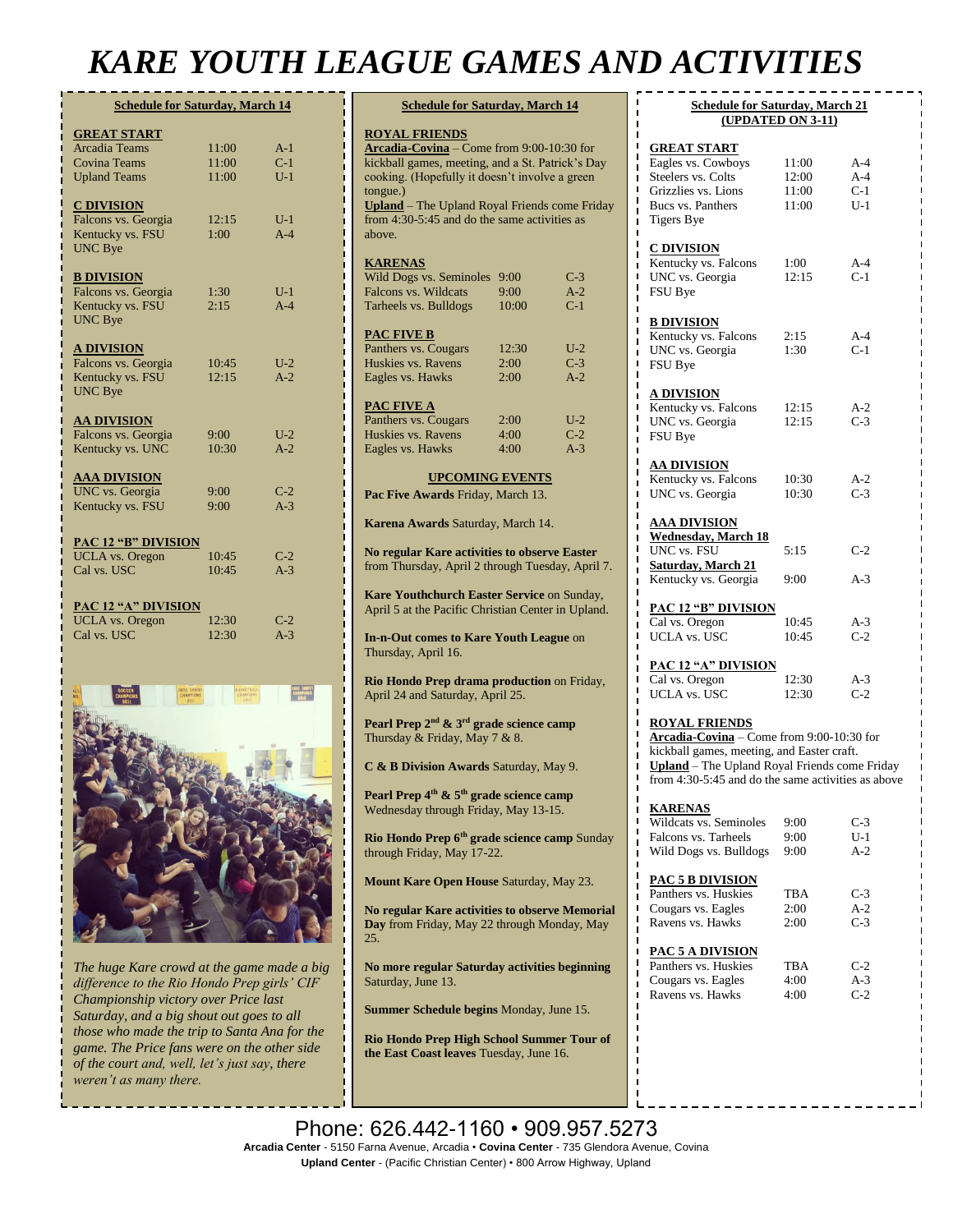# KARE YOUTH LEAGUE GAMES AND ACTIVITIES

## Schedule for Saturday, March 14

**GREAT START**

| | | |
|---|---|---|
| Arcadia Teams | 11:00 | A-1 |
| Covina Teams | 11:00 | C-1 |
| Upland Teams | 11:00 | U-1 |

**C DIVISION**

| | | |
|---|---|---|
| Falcons vs. Georgia | 12:15 | U-1 |
| Kentucky vs. FSU | 1:00 | A-4 |
| UNC Bye | | |

**B DIVISION**

| | | |
|---|---|---|
| Falcons vs. Georgia | 1:30 | U-1 |
| Kentucky vs. FSU | 2:15 | A-4 |
| UNC Bye | | |

**A DIVISION**

| | | |
|---|---|---|
| Falcons vs. Georgia | 10:45 | U-2 |
| Kentucky vs. FSU | 12:15 | A-2 |
| UNC Bye | | |

**AA DIVISION**

| | | |
|---|---|---|
| Falcons vs. Georgia | 9:00 | U-2 |
| Kentucky vs. UNC | 10:30 | A-2 |

**AAA DIVISION**

| | | |
|---|---|---|
| UNC vs. Georgia | 9:00 | C-2 |
| Kentucky vs. FSU | 9:00 | A-3 |

**PAC 12 "B" DIVISION**

| | | |
|---|---|---|
| UCLA vs. Oregon | 10:45 | C-2 |
| Cal vs. USC | 10:45 | A-3 |

**PAC 12 "A" DIVISION**

| | | |
|---|---|---|
| UCLA vs. Oregon | 12:30 | C-2 |
| Cal vs. USC | 12:30 | A-3 |

*The huge Kare crowd at the game made a big difference to the Rio Hondo Prep girls' CIF Championship victory over Price last Saturday, and a big shout out goes to all those who made the trip to Santa Ana for the game. The Price fans were on the other side of the court and, well, let's just say, there weren't as many there.*

## Schedule for Saturday, March 14

**ROYAL FRIENDS**

**Arcadia-Covina** – Come from 9:00-10:30 for kickball games, meeting, and a St. Patrick's Day cooking. (Hopefully it doesn't involve a green tongue.)

**Upland** – The Upland Royal Friends come Friday from 4:30-5:45 and do the same activities as above.

**KARENAS**

| | | |
|---|---|---|
| Wild Dogs vs. Seminoles | 9:00 | C-3 |
| Falcons vs. Wildcats | 9:00 | A-2 |
| Tarheels vs. Bulldogs | 10:00 | C-1 |

**PAC FIVE B**

| | | |
|---|---|---|
| Panthers vs. Cougars | 12:30 | U-2 |
| Huskies vs. Ravens | 2:00 | C-3 |
| Eagles vs. Hawks | 2:00 | A-2 |

**PAC FIVE A**

| | | |
|---|---|---|
| Panthers vs. Cougars | 2:00 | U-2 |
| Huskies vs. Ravens | 4:00 | C-2 |
| Eagles vs. Hawks | 4:00 | A-3 |

## UPCOMING EVENTS

**Pac Five Awards** Friday, March 13.

**Karena Awards** Saturday, March 14.

**No regular Kare activities to observe Easter** from Thursday, April 2 through Tuesday, April 7.

**Kare Youthchurch Easter Service** on Sunday, April 5 at the Pacific Christian Center in Upland.

**In-n-Out comes to Kare Youth League** on Thursday, April 16.

**Rio Hondo Prep drama production** on Friday, April 24 and Saturday, April 25.

**Pearl Prep 2nd & 3rd grade science camp** Thursday & Friday, May 7 & 8.

**C & B Division Awards** Saturday, May 9.

**Pearl Prep 4th & 5th grade science camp** Wednesday through Friday, May 13-15.

**Rio Hondo Prep 6th grade science camp** Sunday through Friday, May 17-22.

**Mount Kare Open House** Saturday, May 23.

**No regular Kare activities to observe Memorial Day** from Friday, May 22 through Monday, May 25.

**No more regular Saturday activities beginning** Saturday, June 13.

**Summer Schedule begins** Monday, June 15.

**Rio Hondo Prep High School Summer Tour of the East Coast leaves** Tuesday, June 16.

## Schedule for Saturday, March 21 (UPDATED ON 3-11)

**GREAT START**

| | | |
|---|---|---|
| Eagles vs. Cowboys | 11:00 | A-4 |
| Steelers vs. Colts | 12:00 | A-4 |
| Grizzlies vs. Lions | 11:00 | C-1 |
| Bucs vs. Panthers | 11:00 | U-1 |
| Tigers Bye | | |

**C DIVISION**

| | | |
|---|---|---|
| Kentucky vs. Falcons | 1:00 | A-4 |
| UNC vs. Georgia | 12:15 | C-1 |
| FSU Bye | | |

**B DIVISION**

| | | |
|---|---|---|
| Kentucky vs. Falcons | 2:15 | A-4 |
| UNC vs. Georgia | 1:30 | C-1 |
| FSU Bye | | |

**A DIVISION**

| | | |
|---|---|---|
| Kentucky vs. Falcons | 12:15 | A-2 |
| UNC vs. Georgia | 12:15 | C-3 |
| FSU Bye | | |

**AA DIVISION**

| | | |
|---|---|---|
| Kentucky vs. Falcons | 10:30 | A-2 |
| UNC vs. Georgia | 10:30 | C-3 |

**AAA DIVISION**

| | | |
|---|---|---|
| **Wednesday, March 18** | | |
| UNC vs. FSU | 5:15 | C-2 |
| **Saturday, March 21** | | |
| Kentucky vs. Georgia | 9:00 | A-3 |

**PAC 12 "B" DIVISION**

| | | |
|---|---|---|
| Cal vs. Oregon | 10:45 | A-3 |
| UCLA vs. USC | 10:45 | C-2 |

**PAC 12 "A" DIVISION**

| | | |
|---|---|---|
| Cal vs. Oregon | 12:30 | A-3 |
| UCLA vs. USC | 12:30 | C-2 |

**ROYAL FRIENDS**

**Arcadia-Covina** – Come from 9:00-10:30 for kickball games, meeting, and Easter craft.

**Upland** – The Upland Royal Friends come Friday from 4:30-5:45 and do the same activities as above

**KARENAS**

| | | |
|---|---|---|
| Wildcats vs. Seminoles | 9:00 | C-3 |
| Falcons vs. Tarheels | 9:00 | U-1 |
| Wild Dogs vs. Bulldogs | 9:00 | A-2 |

**PAC 5 B DIVISION**

| | | |
|---|---|---|
| Panthers vs. Huskies | TBA | C-3 |
| Cougars vs. Eagles | 2:00 | A-2 |
| Ravens vs. Hawks | 2:00 | C-3 |

**PAC 5 A DIVISION**

| | | |
|---|---|---|
| Panthers vs. Huskies | TBA | C-2 |
| Cougars vs. Eagles | 4:00 | A-3 |
| Ravens vs. Hawks | 4:00 | C-2 |

Phone: 626.442-1160 • 909.957.5273

**Arcadia Center** - 5150 Farna Avenue, Arcadia • **Covina Center** - 735 Glendora Avenue, Covina

**Upland Center** - (Pacific Christian Center) • 800 Arrow Highway, Upland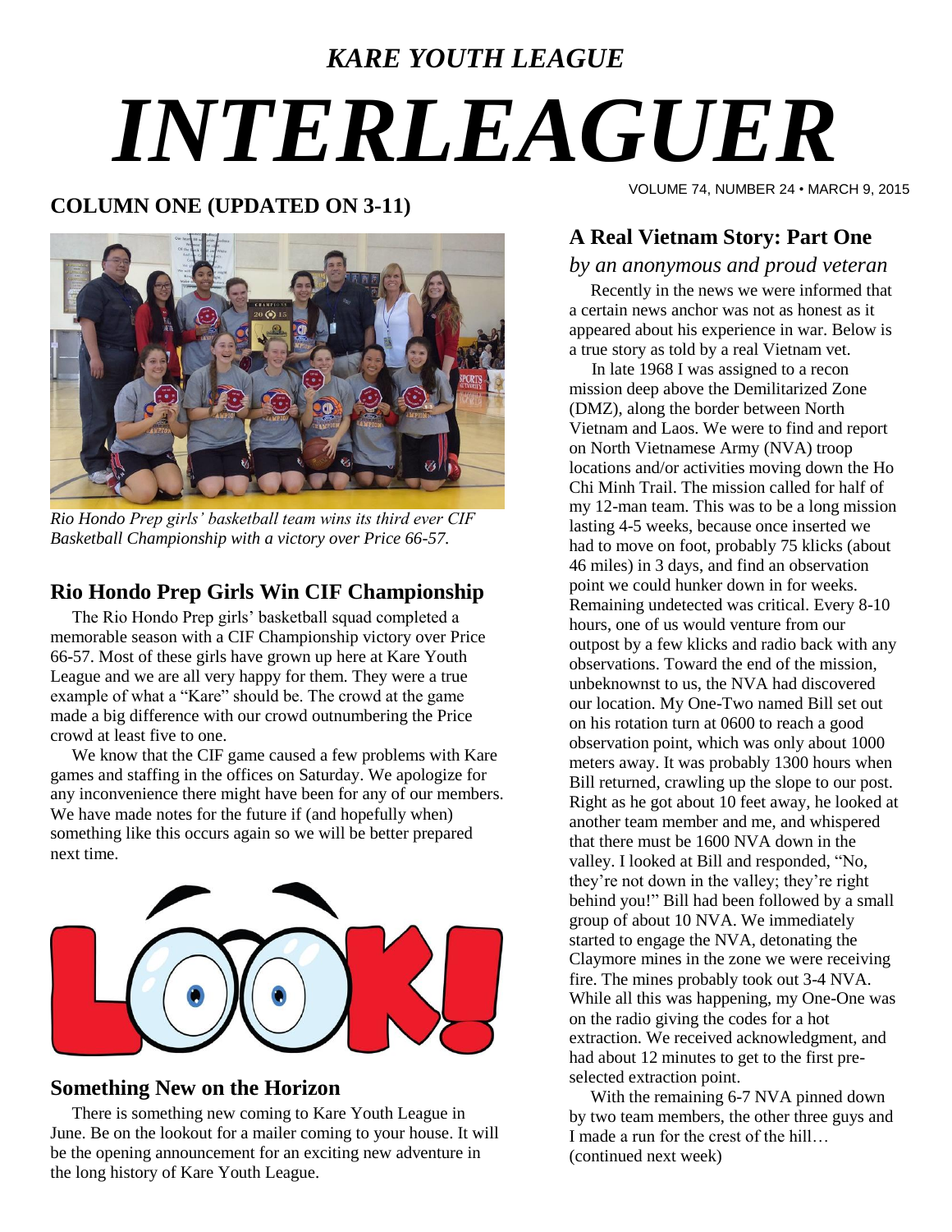# KARE YOUTH LEAGUE

# INTERLEAGUER

VOLUME 74, NUMBER 24 • MARCH 9, 2015

## COLUMN ONE (UPDATED ON 3-11)

*Rio Hondo Prep girls' basketball team wins its third ever CIF Basketball Championship with a victory over Price 66-57.*

### Rio Hondo Prep Girls Win CIF Championship

The Rio Hondo Prep girls' basketball squad completed a memorable season with a CIF Championship victory over Price 66-57. Most of these girls have grown up here at Kare Youth League and we are all very happy for them. They were a true example of what a "Kare" should be. The crowd at the game made a big difference with our crowd outnumbering the Price crowd at least five to one.

We know that the CIF game caused a few problems with Kare games and staffing in the offices on Saturday. We apologize for any inconvenience there might have been for any of our members. We have made notes for the future if (and hopefully when) something like this occurs again so we will be better prepared next time.

### Something New on the Horizon

There is something new coming to Kare Youth League in June. Be on the lookout for a mailer coming to your house. It will be the opening announcement for an exciting new adventure in the long history of Kare Youth League.

## A Real Vietnam Story: Part One

*by an anonymous and proud veteran*

Recently in the news we were informed that a certain news anchor was not as honest as it appeared about his experience in war. Below is a true story as told by a real Vietnam vet.

In late 1968 I was assigned to a recon mission deep above the Demilitarized Zone (DMZ), along the border between North Vietnam and Laos. We were to find and report on North Vietnamese Army (NVA) troop locations and/or activities moving down the Ho Chi Minh Trail. The mission called for half of my 12-man team. This was to be a long mission lasting 4-5 weeks, because once inserted we had to move on foot, probably 75 klicks (about 46 miles) in 3 days, and find an observation point we could hunker down in for weeks. Remaining undetected was critical. Every 8-10 hours, one of us would venture from our outpost by a few klicks and radio back with any observations. Toward the end of the mission, unbeknownst to us, the NVA had discovered our location. My One-Two named Bill set out on his rotation turn at 0600 to reach a good observation point, which was only about 1000 meters away. It was probably 1300 hours when Bill returned, crawling up the slope to our post. Right as he got about 10 feet away, he looked at another team member and me, and whispered that there must be 1600 NVA down in the valley. I looked at Bill and responded, "No, they're not down in the valley; they're right behind you!" Bill had been followed by a small group of about 10 NVA. We immediately started to engage the NVA, detonating the Claymore mines in the zone we were receiving fire. The mines probably took out 3-4 NVA. While all this was happening, my One-One was on the radio giving the codes for a hot extraction. We received acknowledgment, and had about 12 minutes to get to the first pre-selected extraction point.

With the remaining 6-7 NVA pinned down by two team members, the other three guys and I made a run for the crest of the hill… (continued next week)